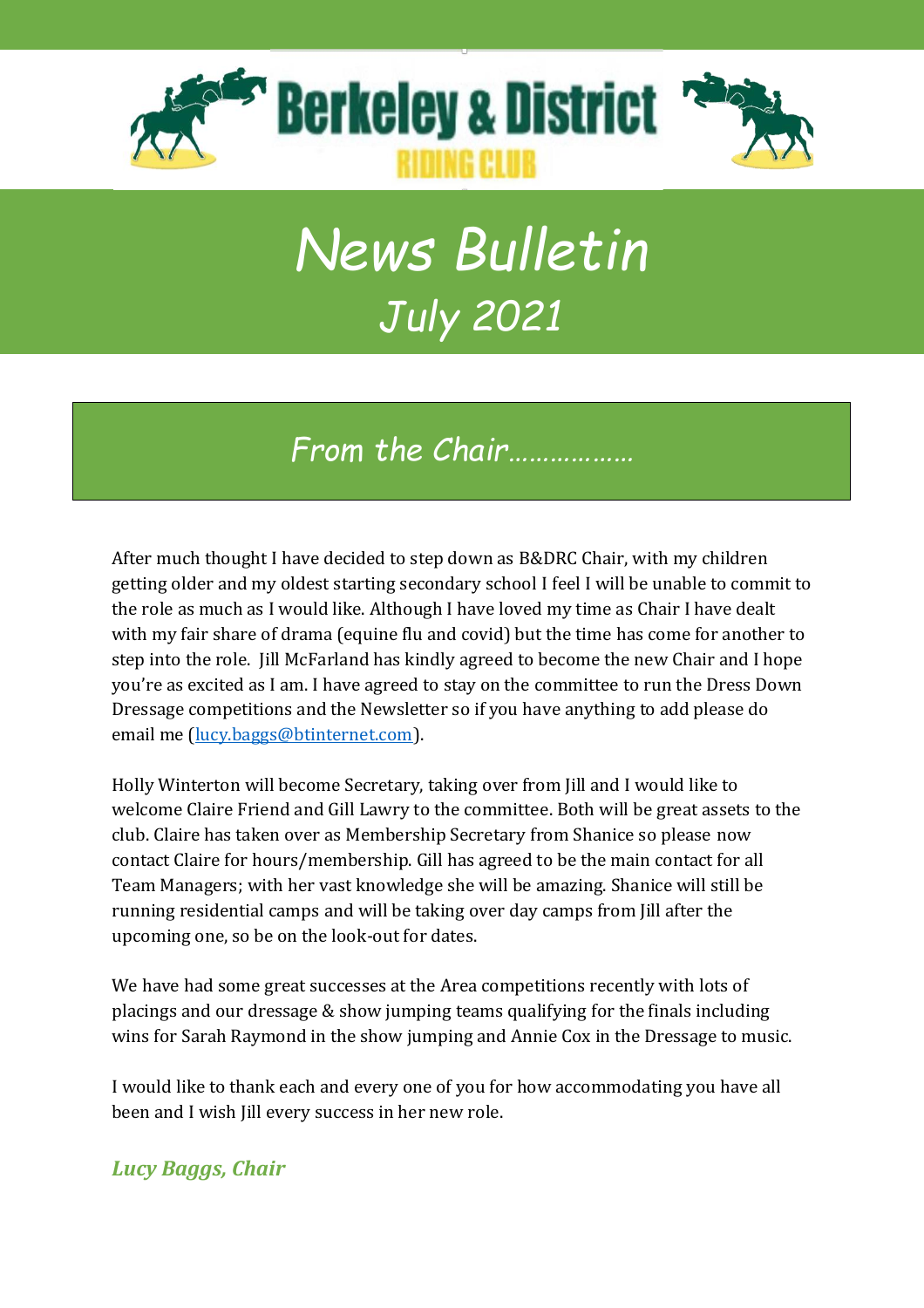# Berkeley & District RIDING CLUB

# News Bulletin

## July 2021

## From the Chair………………

After much thought I have decided to step down as B&DRC Chair, with my children getting older and my oldest starting secondary school I feel I will be unable to commit to the role as much as I would like. Although I have loved my time as Chair I have dealt with my fair share of drama (equine flu and covid) but the time has come for another to step into the role. Jill McFarland has kindly agreed to become the new Chair and I hope you're as excited as I am. I have agreed to stay on the committee to run the Dress Down Dressage competitions and the Newsletter so if you have anything to add please do email me (lucy.baggs@btinternet.com).

Holly Winterton will become Secretary, taking over from Jill and I would like to welcome Claire Friend and Gill Lawry to the committee. Both will be great assets to the club. Claire has taken over as Membership Secretary from Shanice so please now contact Claire for hours/membership. Gill has agreed to be the main contact for all Team Managers; with her vast knowledge she will be amazing. Shanice will still be running residential camps and will be taking over day camps from Jill after the upcoming one, so be on the look-out for dates.

We have had some great successes at the Area competitions recently with lots of placings and our dressage & show jumping teams qualifying for the finals including wins for Sarah Raymond in the show jumping and Annie Cox in the Dressage to music.

I would like to thank each and every one of you for how accommodating you have all been and I wish Jill every success in her new role.

***Lucy Baggs, Chair***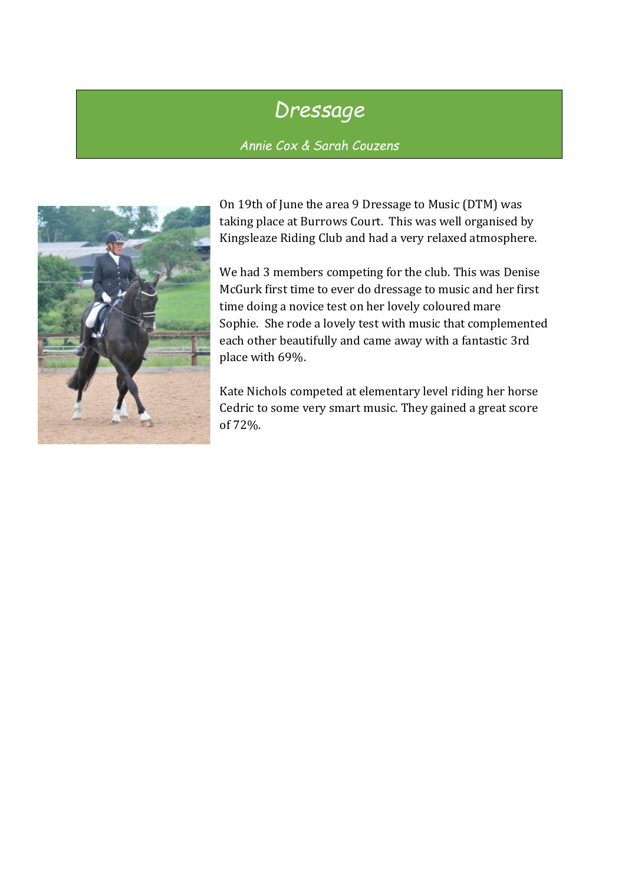# Dressage

*Annie Cox & Sarah Couzens*

On 19th of June the area 9 Dressage to Music (DTM) was taking place at Burrows Court. This was well organised by Kingsleaze Riding Club and had a very relaxed atmosphere.

We had 3 members competing for the club. This was Denise McGurk first time to ever do dressage to music and her first time doing a novice test on her lovely coloured mare Sophie. She rode a lovely test with music that complemented each other beautifully and came away with a fantastic 3rd place with 69%.

Kate Nichols competed at elementary level riding her horse Cedric to some very smart music. They gained a great score of 72%.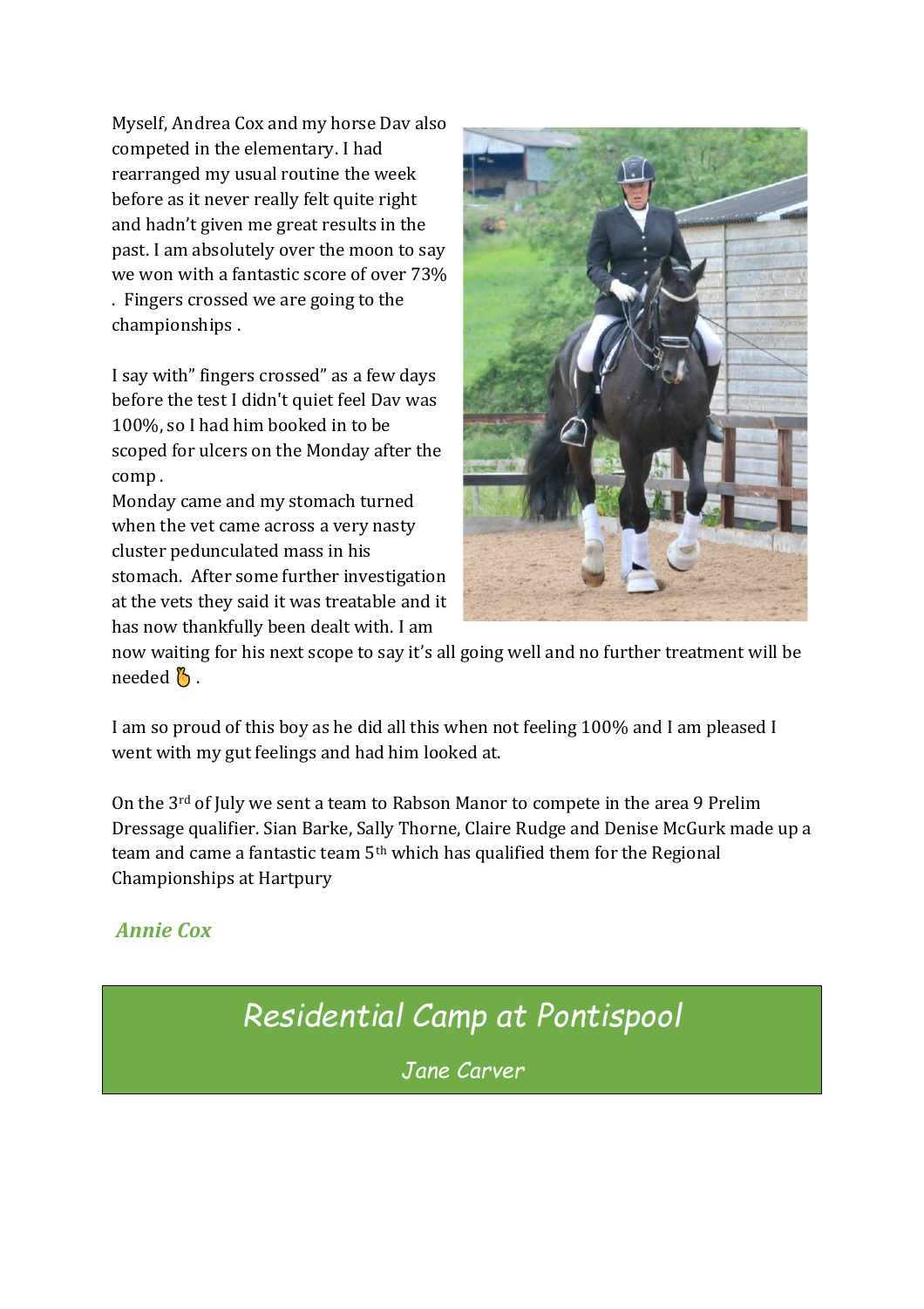Myself, Andrea Cox and my horse Dav also competed in the elementary. I had rearranged my usual routine the week before as it never really felt quite right and hadn't given me great results in the past. I am absolutely over the moon to say we won with a fantastic score of over 73% . Fingers crossed we are going to the championships .

I say with" fingers crossed" as a few days before the test I didn't quiet feel Dav was 100%, so I had him booked in to be scoped for ulcers on the Monday after the comp .

Monday came and my stomach turned when the vet came across a very nasty cluster pedunculated mass in his stomach. After some further investigation at the vets they said it was treatable and it has now thankfully been dealt with. I am now waiting for his next scope to say it's all going well and no further treatment will be needed 🤞 .

I am so proud of this boy as he did all this when not feeling 100% and I am pleased I went with my gut feelings and had him looked at.

On the 3rd of July we sent a team to Rabson Manor to compete in the area 9 Prelim Dressage qualifier. Sian Barke, Sally Thorne, Claire Rudge and Denise McGurk made up a team and came a fantastic team 5th which has qualified them for the Regional Championships at Hartpury

***Annie Cox***

## *Residential Camp at Pontispool*

*Jane Carver*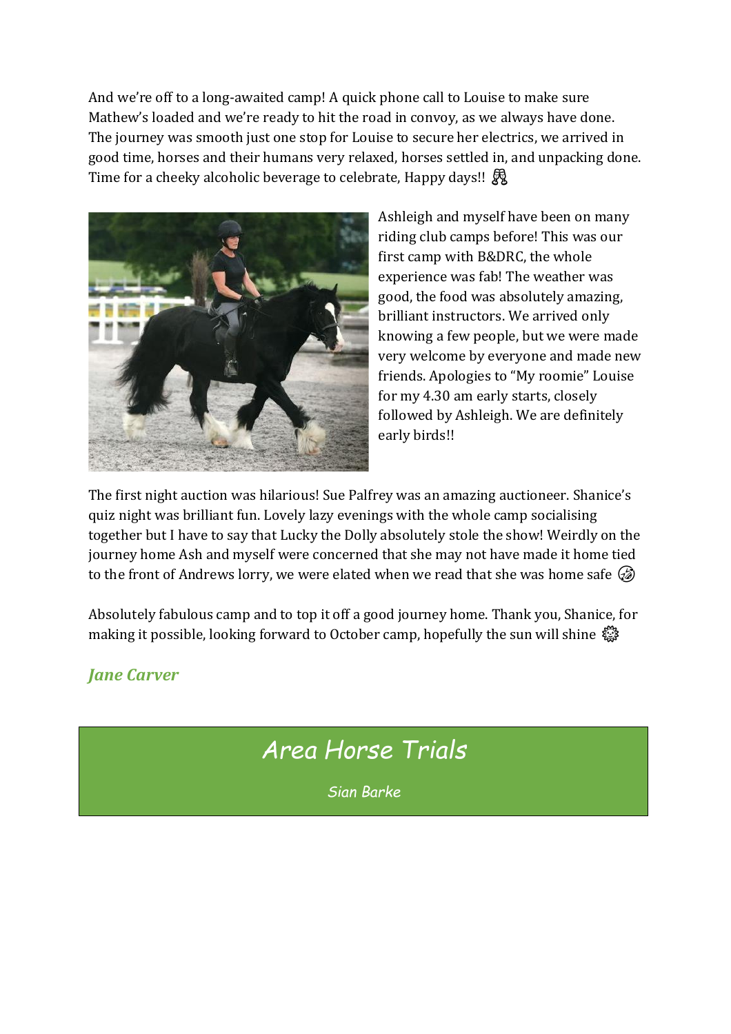And we're off to a long-awaited camp! A quick phone call to Louise to make sure Mathew's loaded and we're ready to hit the road in convoy, as we always have done. The journey was smooth just one stop for Louise to secure her electrics, we arrived in good time, horses and their humans very relaxed, horses settled in, and unpacking done. Time for a cheeky alcoholic beverage to celebrate, Happy days!! 🥂

Ashleigh and myself have been on many riding club camps before! This was our first camp with B&DRC, the whole experience was fab! The weather was good, the food was absolutely amazing, brilliant instructors. We arrived only knowing a few people, but we were made very welcome by everyone and made new friends. Apologies to "My roomie" Louise for my 4.30 am early starts, closely followed by Ashleigh. We are definitely early birds!!

The first night auction was hilarious! Sue Palfrey was an amazing auctioneer. Shanice's quiz night was brilliant fun. Lovely lazy evenings with the whole camp socialising together but I have to say that Lucky the Dolly absolutely stole the show! Weirdly on the journey home Ash and myself were concerned that she may not have made it home tied to the front of Andrews lorry, we were elated when we read that she was home safe 🤣

Absolutely fabulous camp and to top it off a good journey home. Thank you, Shanice, for making it possible, looking forward to October camp, hopefully the sun will shine 🌞

***Jane Carver***

# Area Horse Trials

*Sian Barke*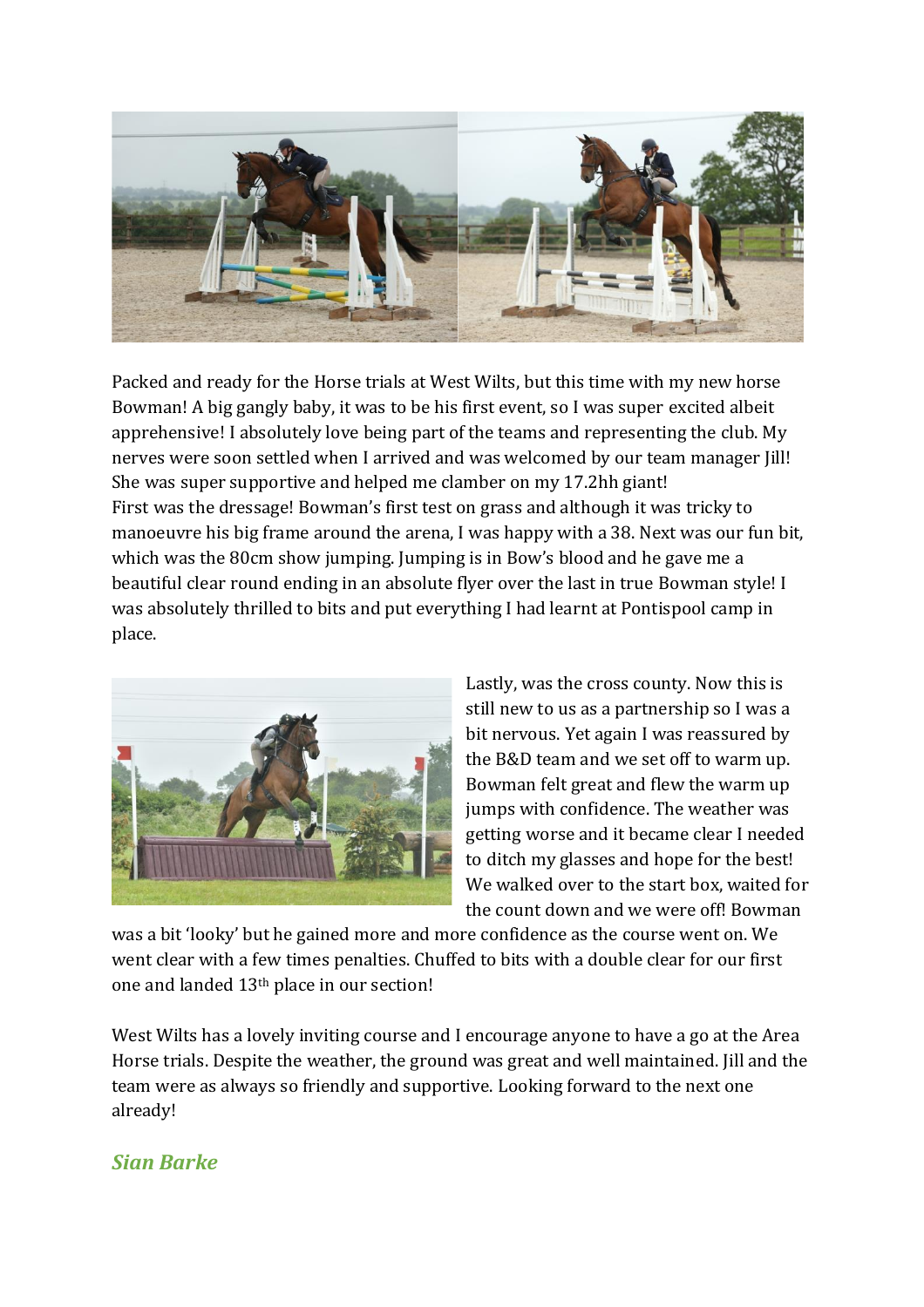Packed and ready for the Horse trials at West Wilts, but this time with my new horse Bowman! A big gangly baby, it was to be his first event, so I was super excited albeit apprehensive! I absolutely love being part of the teams and representing the club. My nerves were soon settled when I arrived and was welcomed by our team manager Jill! She was super supportive and helped me clamber on my 17.2hh giant!
First was the dressage! Bowman's first test on grass and although it was tricky to manoeuvre his big frame around the arena, I was happy with a 38. Next was our fun bit, which was the 80cm show jumping. Jumping is in Bow's blood and he gave me a beautiful clear round ending in an absolute flyer over the last in true Bowman style! I was absolutely thrilled to bits and put everything I had learnt at Pontispool camp in place.

Lastly, was the cross county. Now this is still new to us as a partnership so I was a bit nervous. Yet again I was reassured by the B&D team and we set off to warm up. Bowman felt great and flew the warm up jumps with confidence. The weather was getting worse and it became clear I needed to ditch my glasses and hope for the best! We walked over to the start box, waited for the count down and we were off! Bowman was a bit 'looky' but he gained more and more confidence as the course went on. We went clear with a few times penalties. Chuffed to bits with a double clear for our first one and landed 13th place in our section!

West Wilts has a lovely inviting course and I encourage anyone to have a go at the Area Horse trials. Despite the weather, the ground was great and well maintained. Jill and the team were as always so friendly and supportive. Looking forward to the next one already!

***Sian Barke***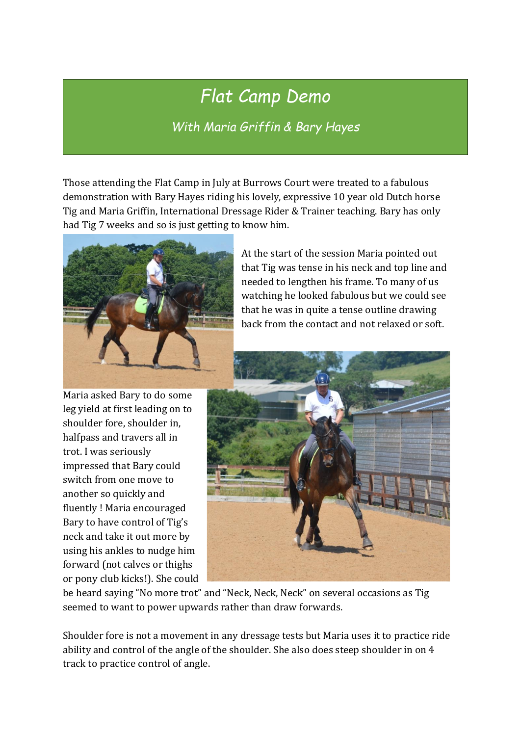# Flat Camp Demo

## With Maria Griffin & Bary Hayes

Those attending the Flat Camp in July at Burrows Court were treated to a fabulous demonstration with Bary Hayes riding his lovely, expressive 10 year old Dutch horse Tig and Maria Griffin, International Dressage Rider & Trainer teaching. Bary has only had Tig 7 weeks and so is just getting to know him.

At the start of the session Maria pointed out that Tig was tense in his neck and top line and needed to lengthen his frame. To many of us watching he looked fabulous but we could see that he was in quite a tense outline drawing back from the contact and not relaxed or soft.

Maria asked Bary to do some leg yield at first leading on to shoulder fore, shoulder in, halfpass and travers all in trot. I was seriously impressed that Bary could switch from one move to another so quickly and fluently ! Maria encouraged Bary to have control of Tig's neck and take it out more by using his ankles to nudge him forward (not calves or thighs or pony club kicks!). She could be heard saying "No more trot" and "Neck, Neck, Neck" on several occasions as Tig seemed to want to power upwards rather than draw forwards.

Shoulder fore is not a movement in any dressage tests but Maria uses it to practice ride ability and control of the angle of the shoulder. She also does steep shoulder in on 4 track to practice control of angle.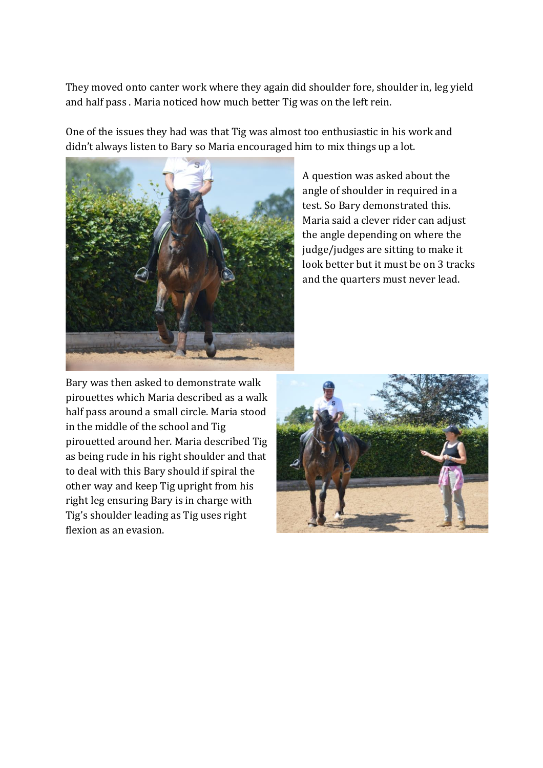They moved onto canter work where they again did shoulder fore, shoulder in, leg yield and half pass . Maria noticed how much better Tig was on the left rein.

One of the issues they had was that Tig was almost too enthusiastic in his work and didn't always listen to Bary so Maria encouraged him to mix things up a lot.

A question was asked about the angle of shoulder in required in a test. So Bary demonstrated this. Maria said a clever rider can adjust the angle depending on where the judge/judges are sitting to make it look better but it must be on 3 tracks and the quarters must never lead.

Bary was then asked to demonstrate walk pirouettes which Maria described as a walk half pass around a small circle. Maria stood in the middle of the school and Tig pirouetted around her. Maria described Tig as being rude in his right shoulder and that to deal with this Bary should if spiral the other way and keep Tig upright from his right leg ensuring Bary is in charge with Tig's shoulder leading as Tig uses right flexion as an evasion.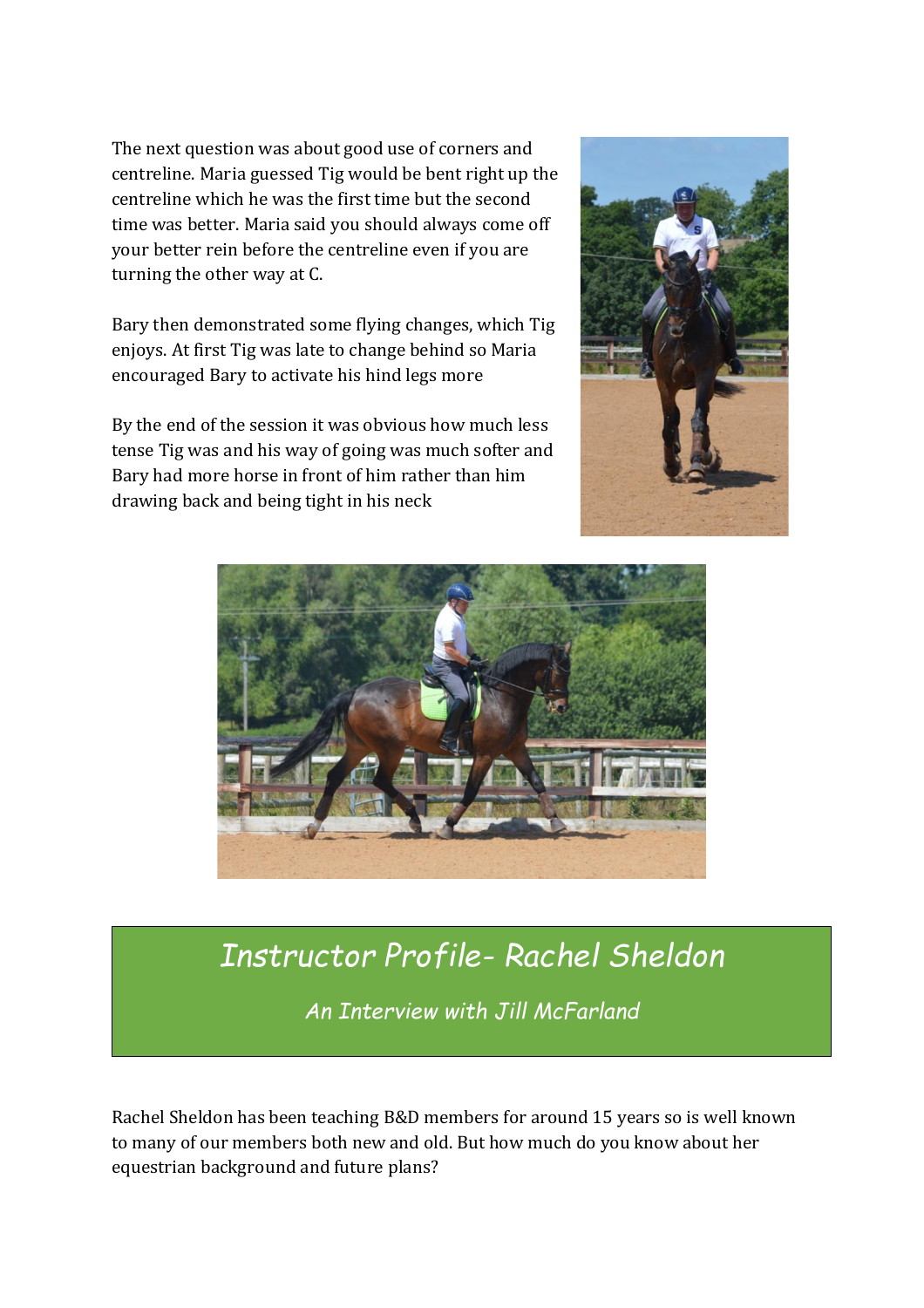The next question was about good use of corners and centreline. Maria guessed Tig would be bent right up the centreline which he was the first time but the second time was better. Maria said you should always come off your better rein before the centreline even if you are turning the other way at C.

Bary then demonstrated some flying changes, which Tig enjoys. At first Tig was late to change behind so Maria encouraged Bary to activate his hind legs more

By the end of the session it was obvious how much less tense Tig was and his way of going was much softer and Bary had more horse in front of him rather than him drawing back and being tight in his neck

## *Instructor Profile- Rachel Sheldon*

*An Interview with Jill McFarland*

Rachel Sheldon has been teaching B&D members for around 15 years so is well known to many of our members both new and old. But how much do you know about her equestrian background and future plans?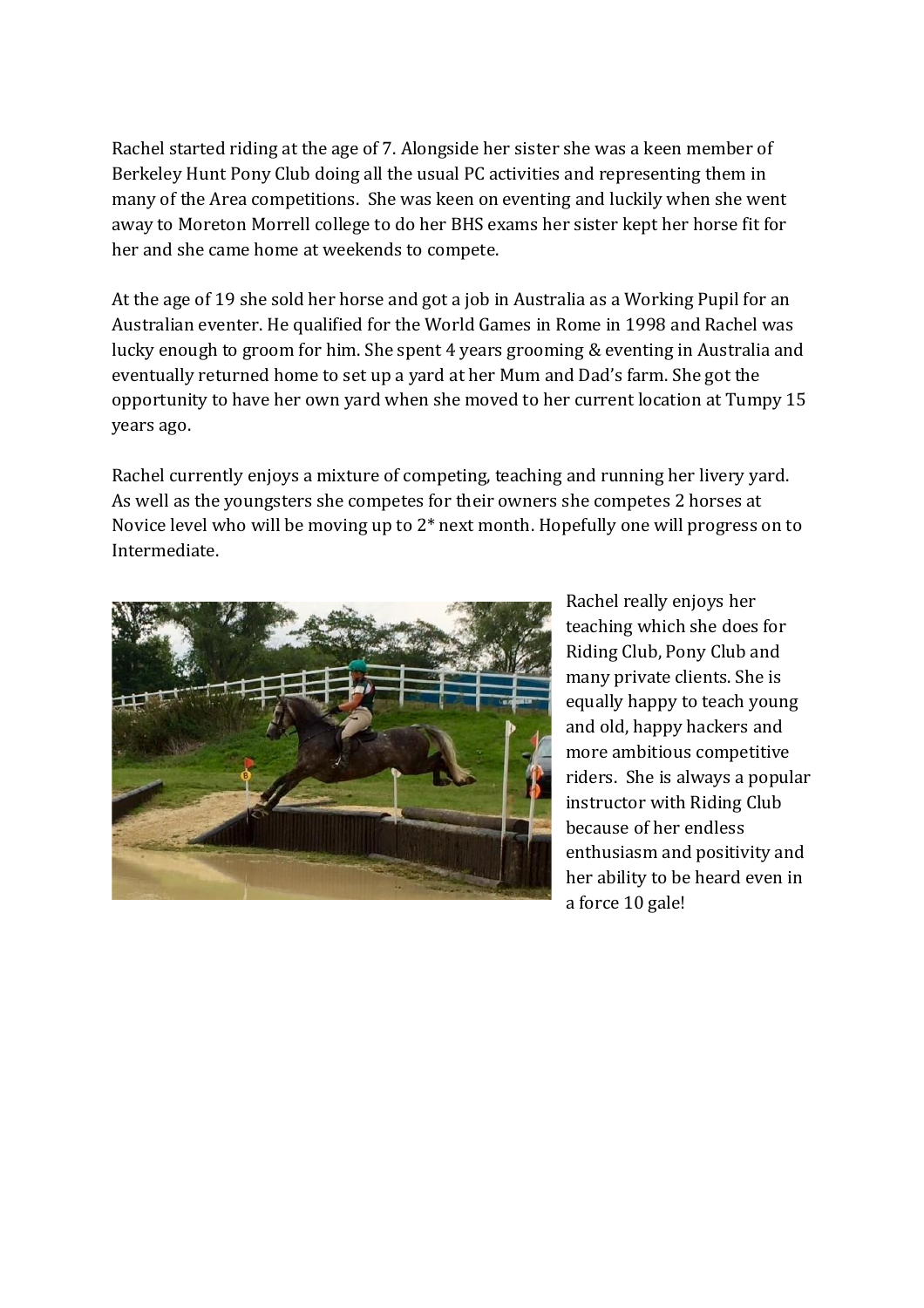Rachel started riding at the age of 7. Alongside her sister she was a keen member of Berkeley Hunt Pony Club doing all the usual PC activities and representing them in many of the Area competitions. She was keen on eventing and luckily when she went away to Moreton Morrell college to do her BHS exams her sister kept her horse fit for her and she came home at weekends to compete.

At the age of 19 she sold her horse and got a job in Australia as a Working Pupil for an Australian eventer. He qualified for the World Games in Rome in 1998 and Rachel was lucky enough to groom for him. She spent 4 years grooming & eventing in Australia and eventually returned home to set up a yard at her Mum and Dad's farm. She got the opportunity to have her own yard when she moved to her current location at Tumpy 15 years ago.

Rachel currently enjoys a mixture of competing, teaching and running her livery yard. As well as the youngsters she competes for their owners she competes 2 horses at Novice level who will be moving up to 2* next month. Hopefully one will progress on to Intermediate.

Rachel really enjoys her teaching which she does for Riding Club, Pony Club and many private clients. She is equally happy to teach young and old, happy hackers and more ambitious competitive riders. She is always a popular instructor with Riding Club because of her endless enthusiasm and positivity and her ability to be heard even in a force 10 gale!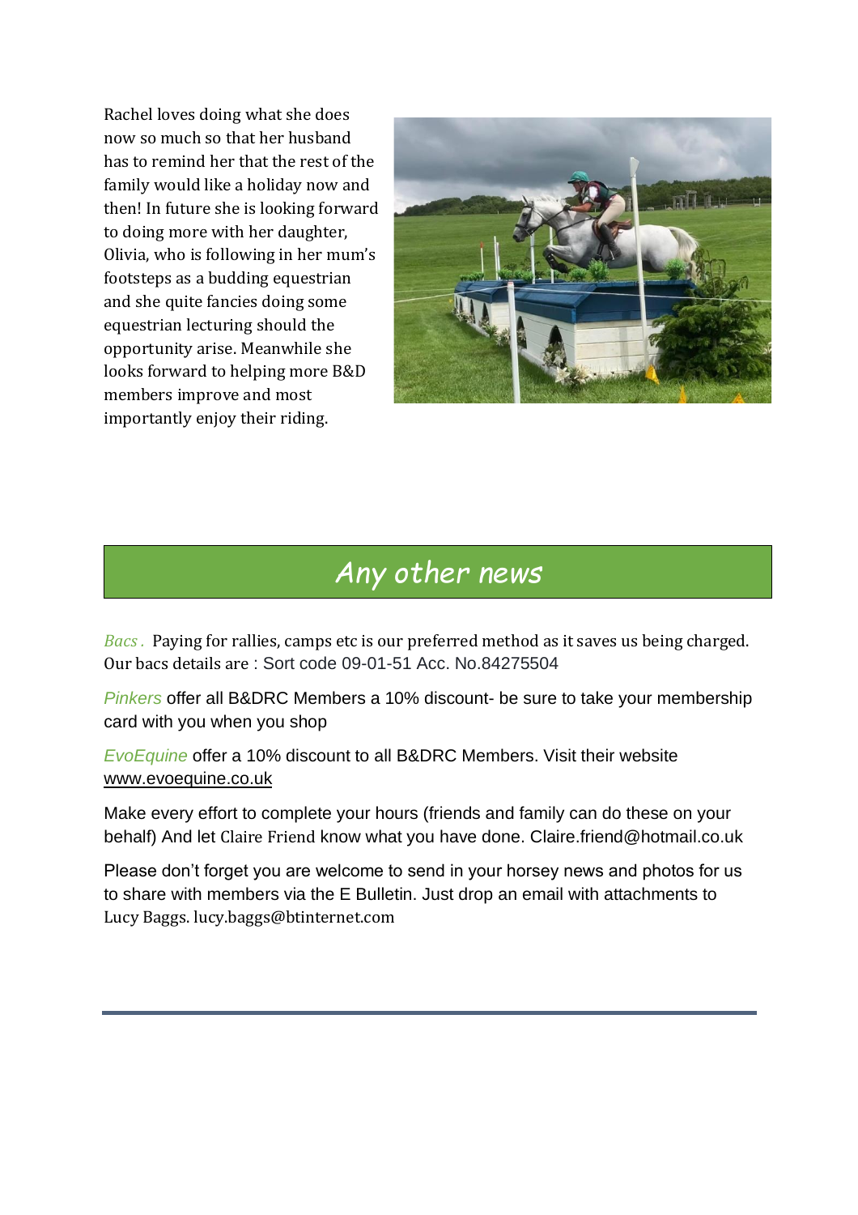Rachel loves doing what she does now so much so that her husband has to remind her that the rest of the family would like a holiday now and then! In future she is looking forward to doing more with her daughter, Olivia, who is following in her mum's footsteps as a budding equestrian and she quite fancies doing some equestrian lecturing should the opportunity arise. Meanwhile she looks forward to helping more B&D members improve and most importantly enjoy their riding.

# *Any other news*

*Bacs .* Paying for rallies, camps etc is our preferred method as it saves us being charged. Our bacs details are : Sort code 09-01-51 Acc. No.84275504

*Pinkers* offer all B&DRC Members a 10% discount- be sure to take your membership card with you when you shop

*EvoEquine* offer a 10% discount to all B&DRC Members. Visit their website www.evoequine.co.uk

Make every effort to complete your hours (friends and family can do these on your behalf) And let Claire Friend know what you have done. Claire.friend@hotmail.co.uk

Please don't forget you are welcome to send in your horsey news and photos for us to share with members via the E Bulletin. Just drop an email with attachments to Lucy Baggs. lucy.baggs@btinternet.com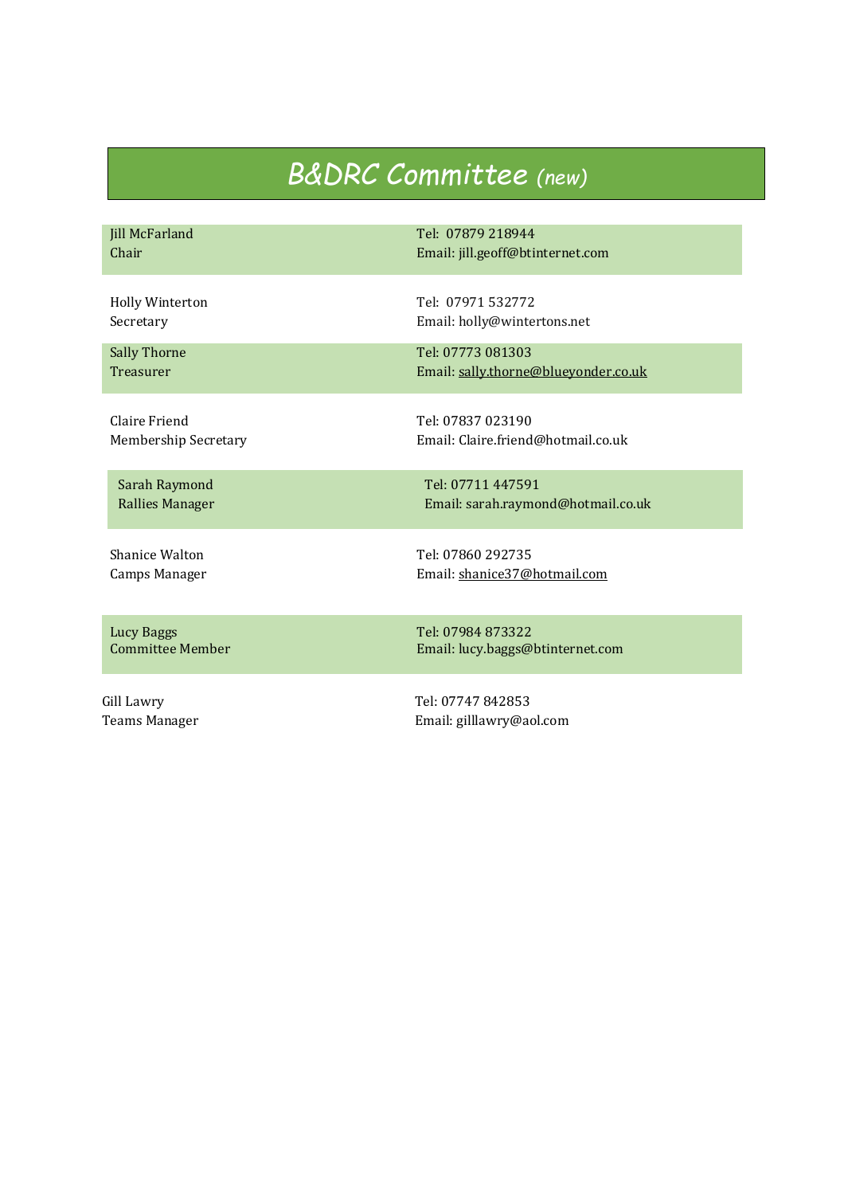# B&DRC Committee *(new)*

| | |
|---|---|
| Jill McFarland<br>Chair | Tel: 07879 218944<br>Email: jill.geoff@btinternet.com |
| Holly Winterton<br>Secretary | Tel: 07971 532772<br>Email: holly@wintertons.net |
| Sally Thorne<br>Treasurer | Tel: 07773 081303<br>Email: sally.thorne@blueyonder.co.uk |
| Claire Friend<br>Membership Secretary | Tel: 07837 023190<br>Email: Claire.friend@hotmail.co.uk |
| Sarah Raymond<br>Rallies Manager | Tel: 07711 447591<br>Email: sarah.raymond@hotmail.co.uk |
| Shanice Walton<br>Camps Manager | Tel: 07860 292735<br>Email: shanice37@hotmail.com |
| Lucy Baggs<br>Committee Member | Tel: 07984 873322<br>Email: lucy.baggs@btinternet.com |
| Gill Lawry<br>Teams Manager | Tel: 07747 842853<br>Email: gilllawry@aol.com |